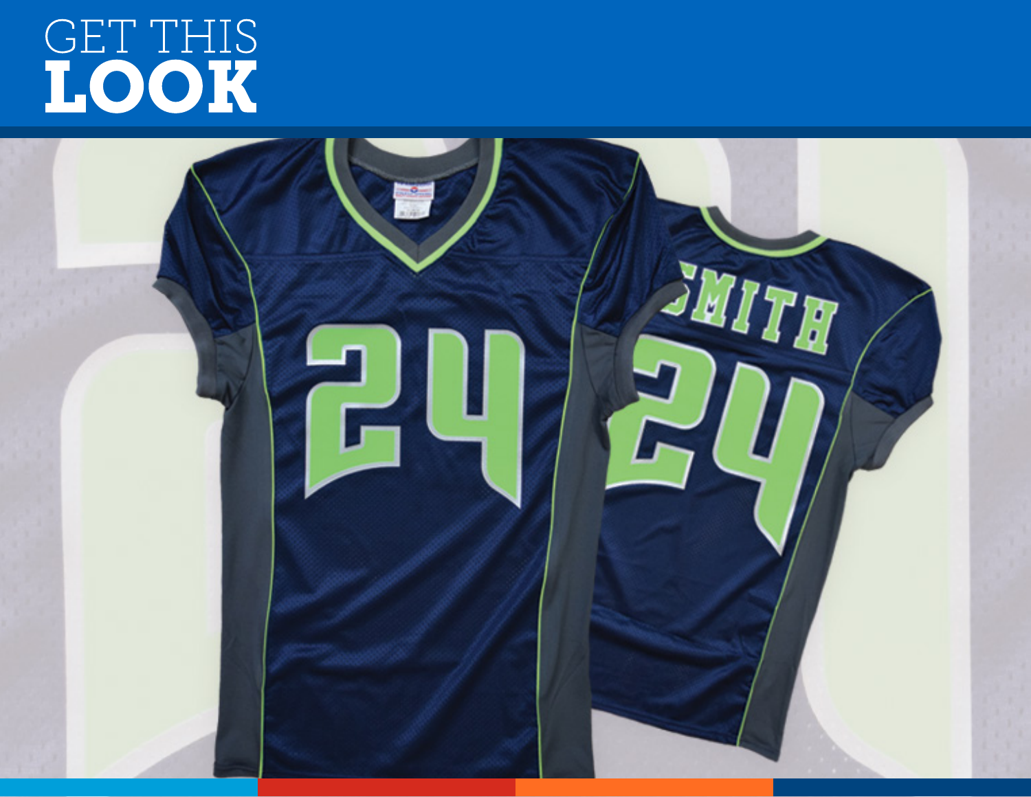# GET THIS LOOK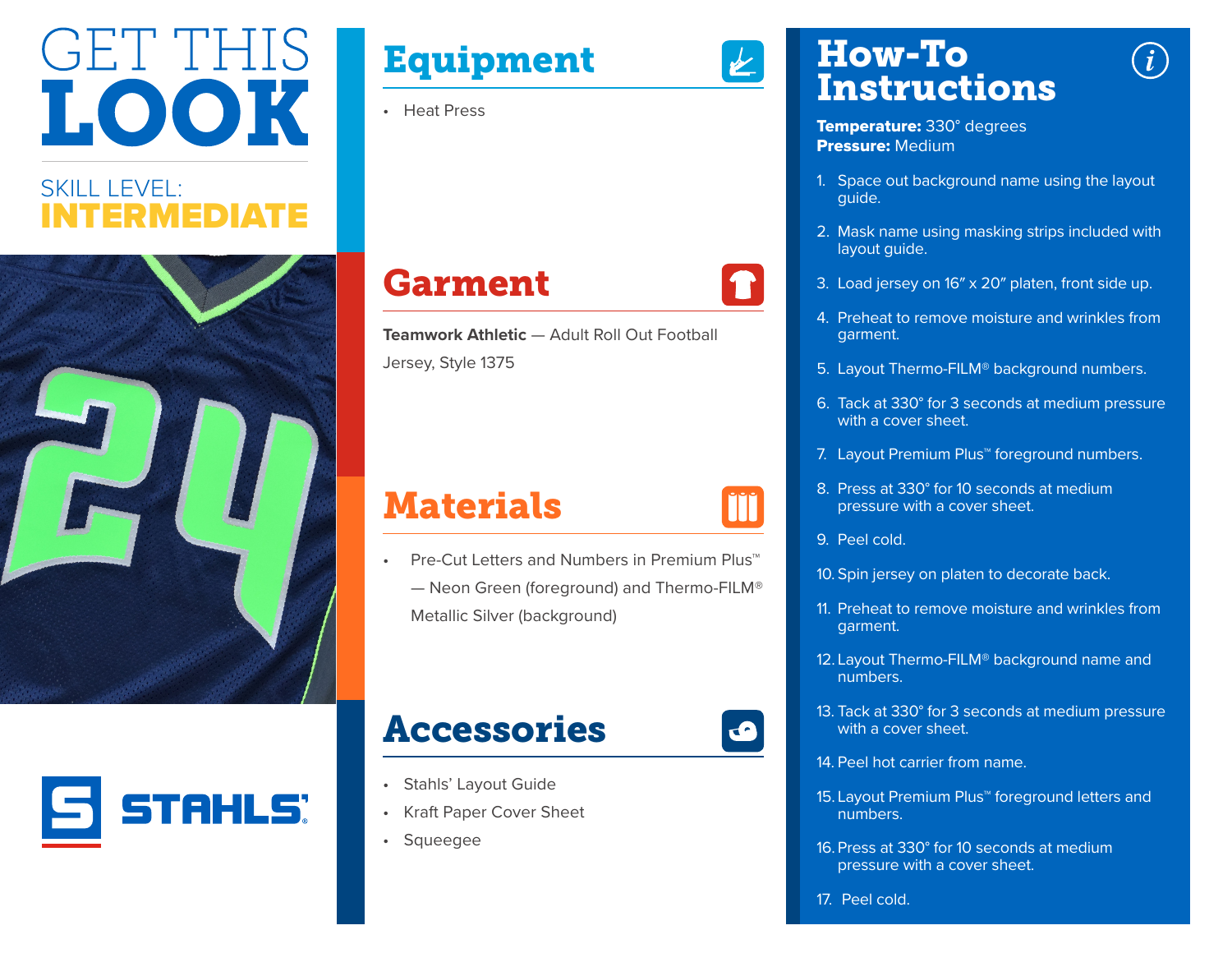# GET THIS LOOK

SKILL LEVEL: **INTERMEDIATE**

STAHLS'

## Equipment

- Heat Press

## Garment

**Teamwork Athletic** — Adult Roll Out Football Jersey, Style 1375

## Materials

- Pre-Cut Letters and Numbers in Premium Plus™ — Neon Green (foreground) and Thermo-FILM® Metallic Silver (background)

## Accessories

- Stahls' Layout Guide
- Kraft Paper Cover Sheet
- Squeegee

## How-To Instructions

**Temperature:** 330° degrees
**Pressure:** Medium

1. Space out background name using the layout guide.
2. Mask name using masking strips included with layout guide.
3. Load jersey on 16″ x 20″ platen, front side up.
4. Preheat to remove moisture and wrinkles from garment.
5. Layout Thermo-FILM® background numbers.
6. Tack at 330° for 3 seconds at medium pressure with a cover sheet.
7. Layout Premium Plus™ foreground numbers.
8. Press at 330° for 10 seconds at medium pressure with a cover sheet.
9. Peel cold.
10. Spin jersey on platen to decorate back.
11. Preheat to remove moisture and wrinkles from garment.
12. Layout Thermo-FILM® background name and numbers.
13. Tack at 330° for 3 seconds at medium pressure with a cover sheet.
14. Peel hot carrier from name.
15. Layout Premium Plus™ foreground letters and numbers.
16. Press at 330° for 10 seconds at medium pressure with a cover sheet.
17. Peel cold.